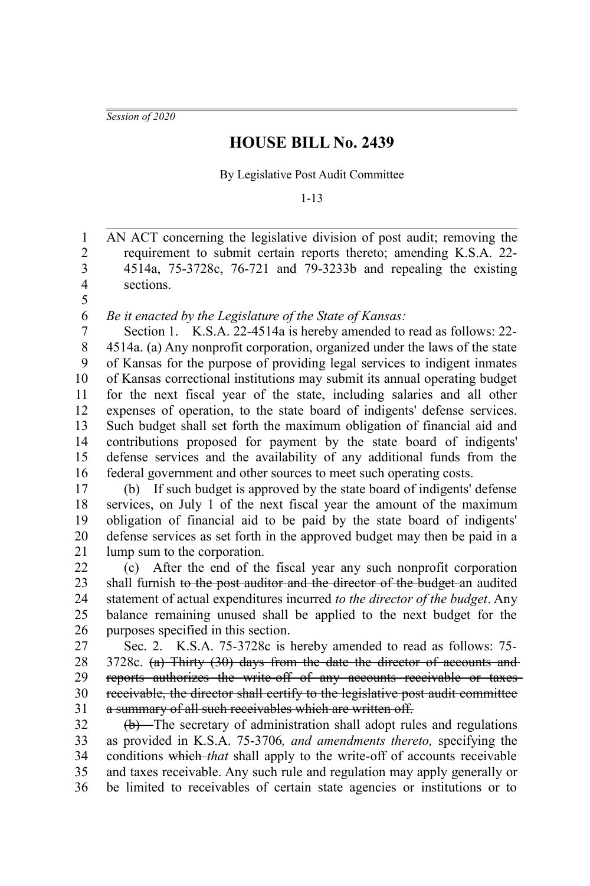*Session of 2020*

# HOUSE BILL No. 2439

By Legislative Post Audit Committee

1-13

AN ACT concerning the legislative division of post audit; removing the requirement to submit certain reports thereto; amending K.S.A. 22-4514a, 75-3728c, 76-721 and 79-3233b and repealing the existing sections.

*Be it enacted by the Legislature of the State of Kansas:*

Section 1. K.S.A. 22-4514a is hereby amended to read as follows: 22-4514a. (a) Any nonprofit corporation, organized under the laws of the state of Kansas for the purpose of providing legal services to indigent inmates of Kansas correctional institutions may submit its annual operating budget for the next fiscal year of the state, including salaries and all other expenses of operation, to the state board of indigents' defense services. Such budget shall set forth the maximum obligation of financial aid and contributions proposed for payment by the state board of indigents' defense services and the availability of any additional funds from the federal government and other sources to meet such operating costs.

(b) If such budget is approved by the state board of indigents' defense services, on July 1 of the next fiscal year the amount of the maximum obligation of financial aid to be paid by the state board of indigents' defense services as set forth in the approved budget may then be paid in a lump sum to the corporation.

(c) After the end of the fiscal year any such nonprofit corporation shall furnish ~~to the post auditor and the director of the budget~~ an audited statement of actual expenditures incurred *to the director of the budget*. Any balance remaining unused shall be applied to the next budget for the purposes specified in this section.

Sec. 2. K.S.A. 75-3728c is hereby amended to read as follows: 75-3728c. ~~(a) Thirty (30) days from the date the director of accounts and reports authorizes the write-off of any accounts receivable or taxes receivable, the director shall certify to the legislative post audit committee a summary of all such receivables which are written off.~~

~~(b)~~ The secretary of administration shall adopt rules and regulations as provided in K.S.A. 75-3706*, and amendments thereto,* specifying the conditions ~~which~~ *that* shall apply to the write-off of accounts receivable and taxes receivable. Any such rule and regulation may apply generally or be limited to receivables of certain state agencies or institutions or to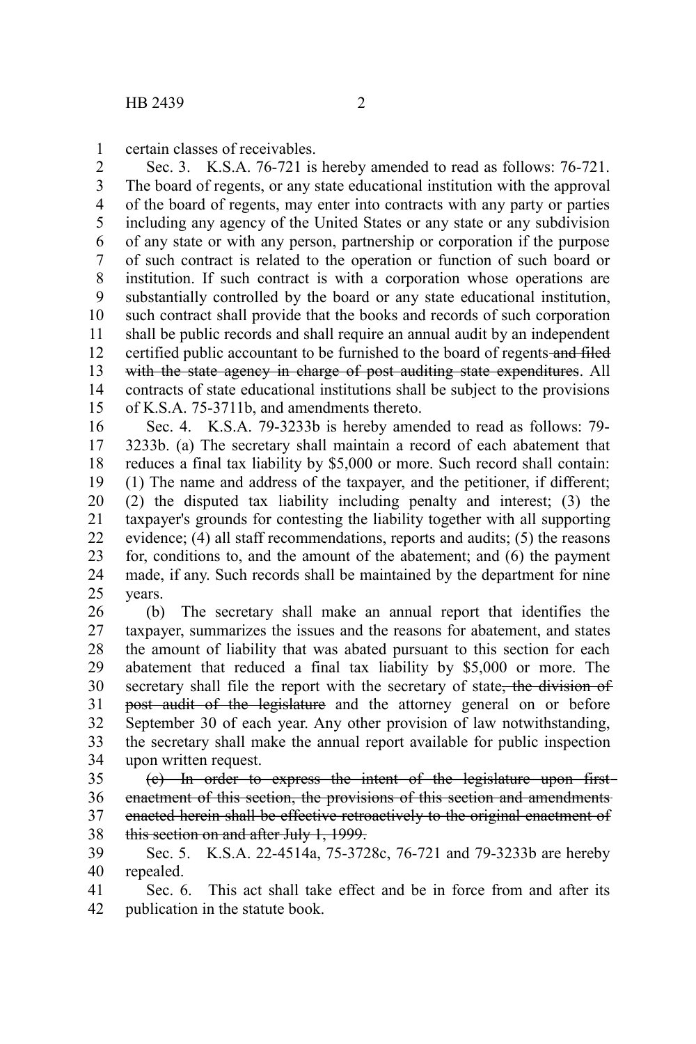certain classes of receivables.

Sec. 3. K.S.A. 76-721 is hereby amended to read as follows: 76-721. The board of regents, or any state educational institution with the approval of the board of regents, may enter into contracts with any party or parties including any agency of the United States or any state or any subdivision of any state or with any person, partnership or corporation if the purpose of such contract is related to the operation or function of such board or institution. If such contract is with a corporation whose operations are substantially controlled by the board or any state educational institution, such contract shall provide that the books and records of such corporation shall be public records and shall require an annual audit by an independent certified public accountant to be furnished to the board of regents ~~and filed with the state agency in charge of post auditing state expenditures~~. All contracts of state educational institutions shall be subject to the provisions of K.S.A. 75-3711b, and amendments thereto.

Sec. 4. K.S.A. 79-3233b is hereby amended to read as follows: 79-3233b. (a) The secretary shall maintain a record of each abatement that reduces a final tax liability by $5,000 or more. Such record shall contain: (1) The name and address of the taxpayer, and the petitioner, if different; (2) the disputed tax liability including penalty and interest; (3) the taxpayer's grounds for contesting the liability together with all supporting evidence; (4) all staff recommendations, reports and audits; (5) the reasons for, conditions to, and the amount of the abatement; and (6) the payment made, if any. Such records shall be maintained by the department for nine years.

(b) The secretary shall make an annual report that identifies the taxpayer, summarizes the issues and the reasons for abatement, and states the amount of liability that was abated pursuant to this section for each abatement that reduced a final tax liability by $5,000 or more. The secretary shall file the report with the secretary of state~~, the division of post audit of the legislature~~ and the attorney general on or before September 30 of each year. Any other provision of law notwithstanding, the secretary shall make the annual report available for public inspection upon written request.

~~(c) In order to express the intent of the legislature upon first enactment of this section, the provisions of this section and amendments enacted herein shall be effective retroactively to the original enactment of this section on and after July 1, 1999.~~

Sec. 5. K.S.A. 22-4514a, 75-3728c, 76-721 and 79-3233b are hereby repealed.

Sec. 6. This act shall take effect and be in force from and after its publication in the statute book.